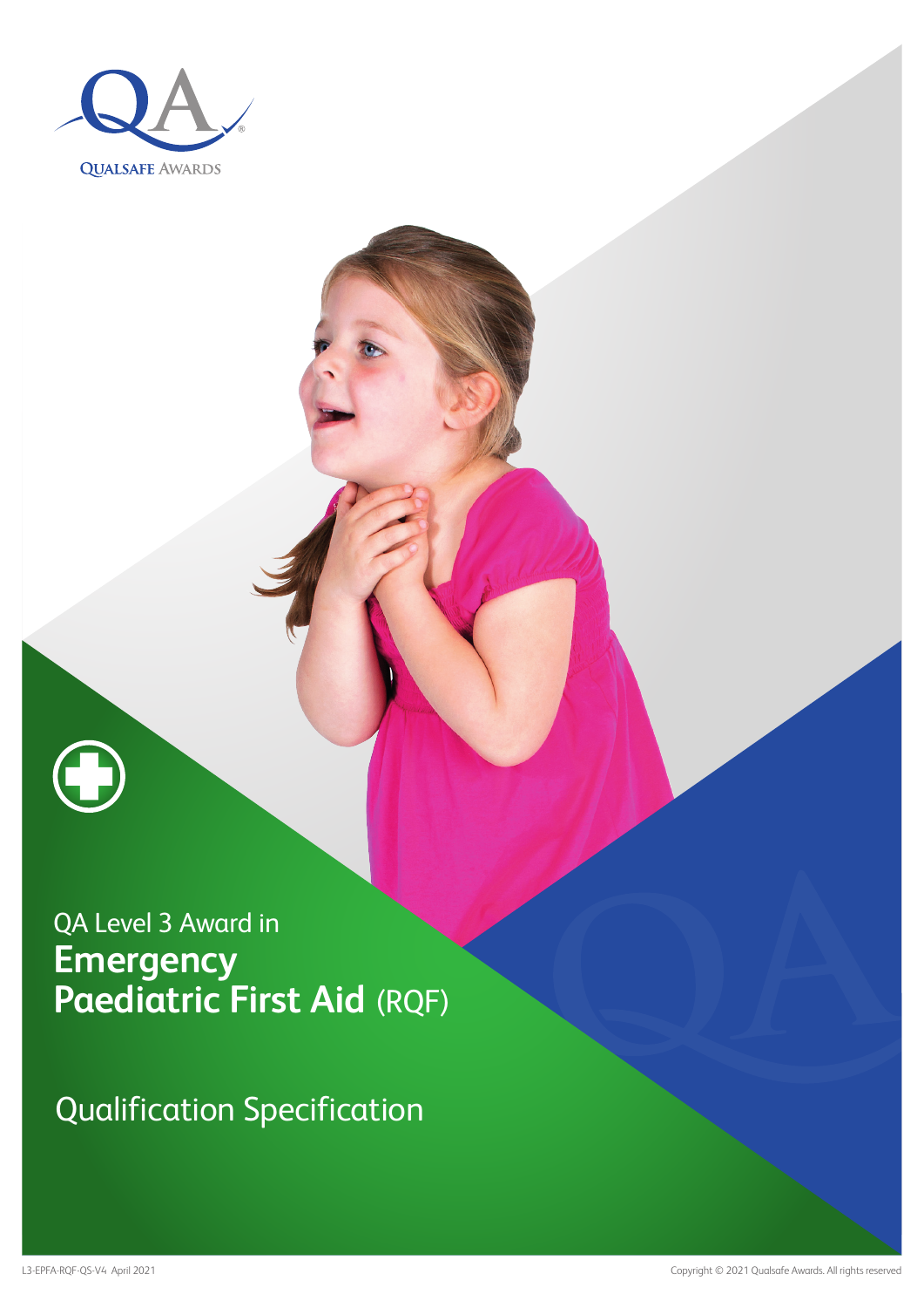QUALSAFE AWARDS

QA Level 3 Award in

# Emergency Paediatric First Aid (RQF)

## Qualification Specification

L3-EPFA-RQF-QS-V4 April 2021

Copyright © 2021 Qualsafe Awards. All rights reserved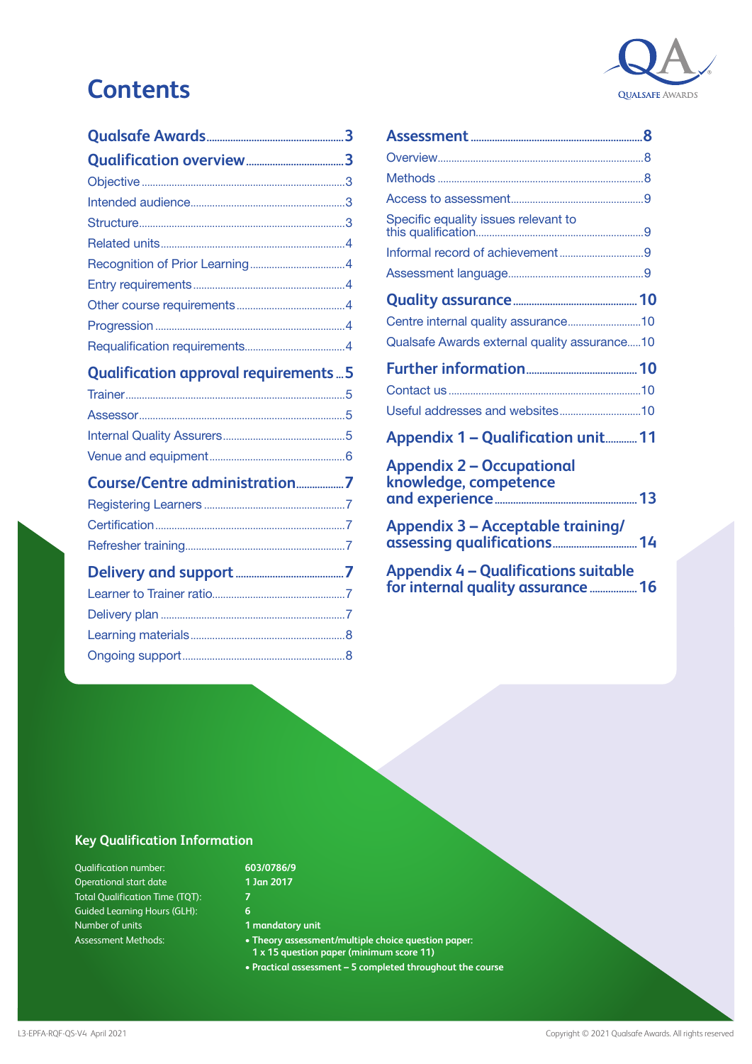# Contents

**Qualsafe Awards** ... 3

**Qualification overview** ... 3

- Objective ... 3
- Intended audience ... 3
- Structure ... 3
- Related units ... 4
- Recognition of Prior Learning ... 4
- Entry requirements ... 4
- Other course requirements ... 4
- Progression ... 4
- Requalification requirements ... 4

**Qualification approval requirements** ... 5

- Trainer ... 5
- Assessor ... 5
- Internal Quality Assurers ... 5
- Venue and equipment ... 6

**Course/Centre administration** ... 7

- Registering Learners ... 7
- Certification ... 7
- Refresher training ... 7

**Delivery and support** ... 7

- Learner to Trainer ratio ... 7
- Delivery plan ... 7
- Learning materials ... 8
- Ongoing support ... 8

**Assessment** ... 8

- Overview ... 8
- Methods ... 8
- Access to assessment ... 9
- Specific equality issues relevant to this qualification ... 9
- Informal record of achievement ... 9
- Assessment language ... 9

**Quality assurance** ... 10

- Centre internal quality assurance ... 10
- Qualsafe Awards external quality assurance ... 10

**Further information** ... 10

- Contact us ... 10
- Useful addresses and websites ... 10

**Appendix 1 – Qualification unit** ... 11

**Appendix 2 – Occupational knowledge, competence and experience** ... 13

**Appendix 3 – Acceptable training/assessing qualifications** ... 14

**Appendix 4 – Qualifications suitable for internal quality assurance** ... 16

## Key Qualification Information

| | |
|---|---|
| Qualification number: | **603/0786/9** |
| Operational start date | **1 Jan 2017** |
| Total Qualification Time (TQT): | **7** |
| Guided Learning Hours (GLH): | **6** |
| Number of units | **1 mandatory unit** |
| Assessment Methods: | **• Theory assessment/multiple choice question paper: 1 x 15 question paper (minimum score 11)** <br> **• Practical assessment – 5 completed throughout the course** |

L3-EPFA-RQF-QS-V4 April 2021

Copyright © 2021 Qualsafe Awards. All rights reserved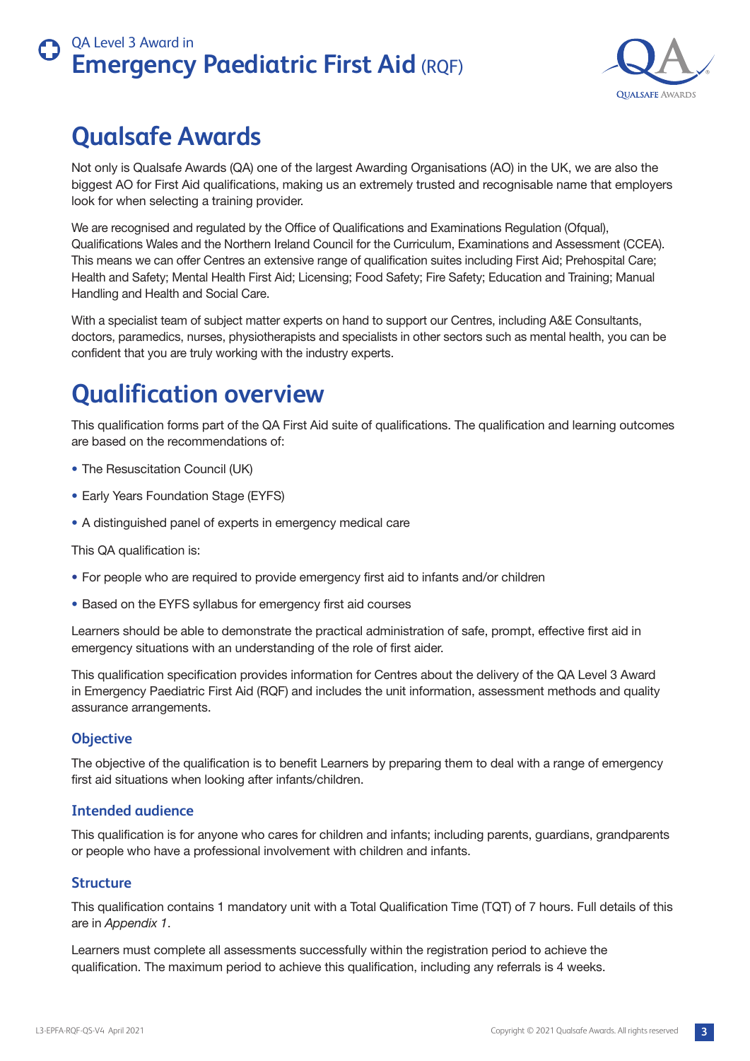# Qualsafe Awards

Not only is Qualsafe Awards (QA) one of the largest Awarding Organisations (AO) in the UK, we are also the biggest AO for First Aid qualifications, making us an extremely trusted and recognisable name that employers look for when selecting a training provider.

We are recognised and regulated by the Office of Qualifications and Examinations Regulation (Ofqual), Qualifications Wales and the Northern Ireland Council for the Curriculum, Examinations and Assessment (CCEA). This means we can offer Centres an extensive range of qualification suites including First Aid; Prehospital Care; Health and Safety; Mental Health First Aid; Licensing; Food Safety; Fire Safety; Education and Training; Manual Handling and Health and Social Care.

With a specialist team of subject matter experts on hand to support our Centres, including A&E Consultants, doctors, paramedics, nurses, physiotherapists and specialists in other sectors such as mental health, you can be confident that you are truly working with the industry experts.

# Qualification overview

This qualification forms part of the QA First Aid suite of qualifications. The qualification and learning outcomes are based on the recommendations of:

- The Resuscitation Council (UK)
- Early Years Foundation Stage (EYFS)
- A distinguished panel of experts in emergency medical care

This QA qualification is:

- For people who are required to provide emergency first aid to infants and/or children
- Based on the EYFS syllabus for emergency first aid courses

Learners should be able to demonstrate the practical administration of safe, prompt, effective first aid in emergency situations with an understanding of the role of first aider.

This qualification specification provides information for Centres about the delivery of the QA Level 3 Award in Emergency Paediatric First Aid (RQF) and includes the unit information, assessment methods and quality assurance arrangements.

## Objective

The objective of the qualification is to benefit Learners by preparing them to deal with a range of emergency first aid situations when looking after infants/children.

## Intended audience

This qualification is for anyone who cares for children and infants; including parents, guardians, grandparents or people who have a professional involvement with children and infants.

## Structure

This qualification contains 1 mandatory unit with a Total Qualification Time (TQT) of 7 hours. Full details of this are in *Appendix 1*.

Learners must complete all assessments successfully within the registration period to achieve the qualification. The maximum period to achieve this qualification, including any referrals is 4 weeks.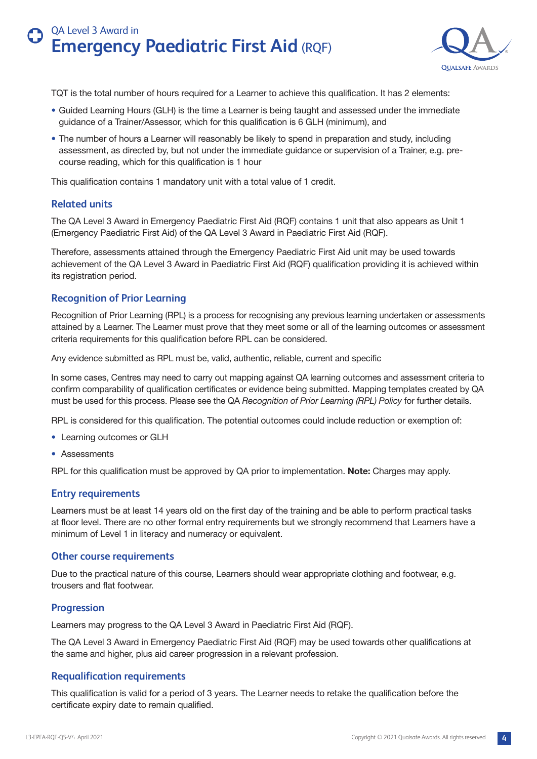TQT is the total number of hours required for a Learner to achieve this qualification. It has 2 elements:

- Guided Learning Hours (GLH) is the time a Learner is being taught and assessed under the immediate guidance of a Trainer/Assessor, which for this qualification is 6 GLH (minimum), and
- The number of hours a Learner will reasonably be likely to spend in preparation and study, including assessment, as directed by, but not under the immediate guidance or supervision of a Trainer, e.g. pre-course reading, which for this qualification is 1 hour

This qualification contains 1 mandatory unit with a total value of 1 credit.

## Related units

The QA Level 3 Award in Emergency Paediatric First Aid (RQF) contains 1 unit that also appears as Unit 1 (Emergency Paediatric First Aid) of the QA Level 3 Award in Paediatric First Aid (RQF).

Therefore, assessments attained through the Emergency Paediatric First Aid unit may be used towards achievement of the QA Level 3 Award in Paediatric First Aid (RQF) qualification providing it is achieved within its registration period.

## Recognition of Prior Learning

Recognition of Prior Learning (RPL) is a process for recognising any previous learning undertaken or assessments attained by a Learner. The Learner must prove that they meet some or all of the learning outcomes or assessment criteria requirements for this qualification before RPL can be considered.

Any evidence submitted as RPL must be, valid, authentic, reliable, current and specific

In some cases, Centres may need to carry out mapping against QA learning outcomes and assessment criteria to confirm comparability of qualification certificates or evidence being submitted. Mapping templates created by QA must be used for this process. Please see the QA *Recognition of Prior Learning (RPL) Policy* for further details.

RPL is considered for this qualification. The potential outcomes could include reduction or exemption of:

- Learning outcomes or GLH
- Assessments

RPL for this qualification must be approved by QA prior to implementation. **Note:** Charges may apply.

## Entry requirements

Learners must be at least 14 years old on the first day of the training and be able to perform practical tasks at floor level. There are no other formal entry requirements but we strongly recommend that Learners have a minimum of Level 1 in literacy and numeracy or equivalent.

## Other course requirements

Due to the practical nature of this course, Learners should wear appropriate clothing and footwear, e.g. trousers and flat footwear.

## Progression

Learners may progress to the QA Level 3 Award in Paediatric First Aid (RQF).

The QA Level 3 Award in Emergency Paediatric First Aid (RQF) may be used towards other qualifications at the same and higher, plus aid career progression in a relevant profession.

## Requalification requirements

This qualification is valid for a period of 3 years. The Learner needs to retake the qualification before the certificate expiry date to remain qualified.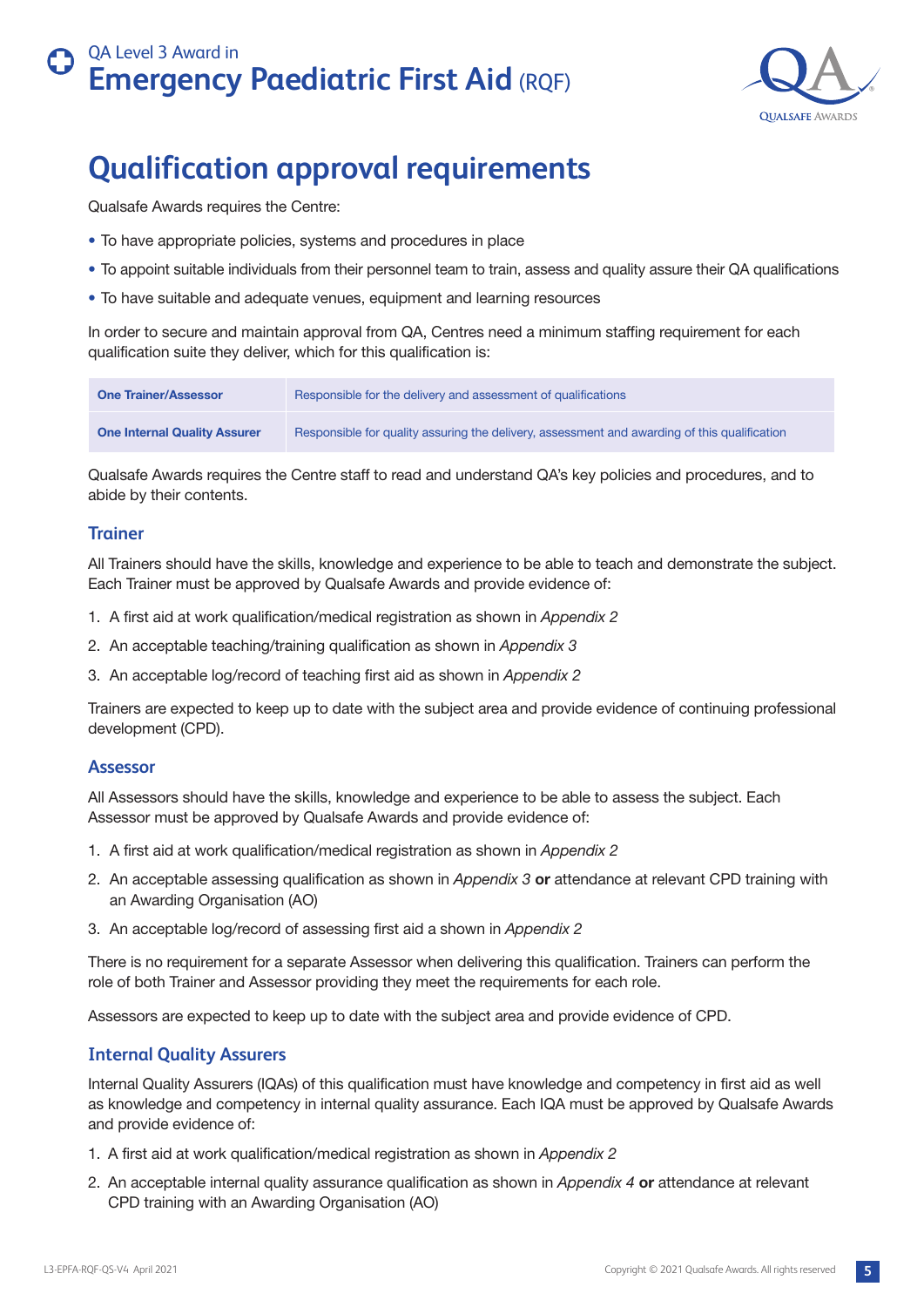## Qualification approval requirements

Qualsafe Awards requires the Centre:

- To have appropriate policies, systems and procedures in place
- To appoint suitable individuals from their personnel team to train, assess and quality assure their QA qualifications
- To have suitable and adequate venues, equipment and learning resources

In order to secure and maintain approval from QA, Centres need a minimum staffing requirement for each qualification suite they deliver, which for this qualification is:

| | |
|---|---|
| **One Trainer/Assessor** | Responsible for the delivery and assessment of qualifications |
| **One Internal Quality Assurer** | Responsible for quality assuring the delivery, assessment and awarding of this qualification |

Qualsafe Awards requires the Centre staff to read and understand QA's key policies and procedures, and to abide by their contents.

### Trainer

All Trainers should have the skills, knowledge and experience to be able to teach and demonstrate the subject. Each Trainer must be approved by Qualsafe Awards and provide evidence of:

1. A first aid at work qualification/medical registration as shown in *Appendix 2*
2. An acceptable teaching/training qualification as shown in *Appendix 3*
3. An acceptable log/record of teaching first aid as shown in *Appendix 2*

Trainers are expected to keep up to date with the subject area and provide evidence of continuing professional development (CPD).

### Assessor

All Assessors should have the skills, knowledge and experience to be able to assess the subject. Each Assessor must be approved by Qualsafe Awards and provide evidence of:

1. A first aid at work qualification/medical registration as shown in *Appendix 2*
2. An acceptable assessing qualification as shown in *Appendix 3* **or** attendance at relevant CPD training with an Awarding Organisation (AO)
3. An acceptable log/record of assessing first aid a shown in *Appendix 2*

There is no requirement for a separate Assessor when delivering this qualification. Trainers can perform the role of both Trainer and Assessor providing they meet the requirements for each role.

Assessors are expected to keep up to date with the subject area and provide evidence of CPD.

### Internal Quality Assurers

Internal Quality Assurers (IQAs) of this qualification must have knowledge and competency in first aid as well as knowledge and competency in internal quality assurance. Each IQA must be approved by Qualsafe Awards and provide evidence of:

1. A first aid at work qualification/medical registration as shown in *Appendix 2*
2. An acceptable internal quality assurance qualification as shown in *Appendix 4* **or** attendance at relevant CPD training with an Awarding Organisation (AO)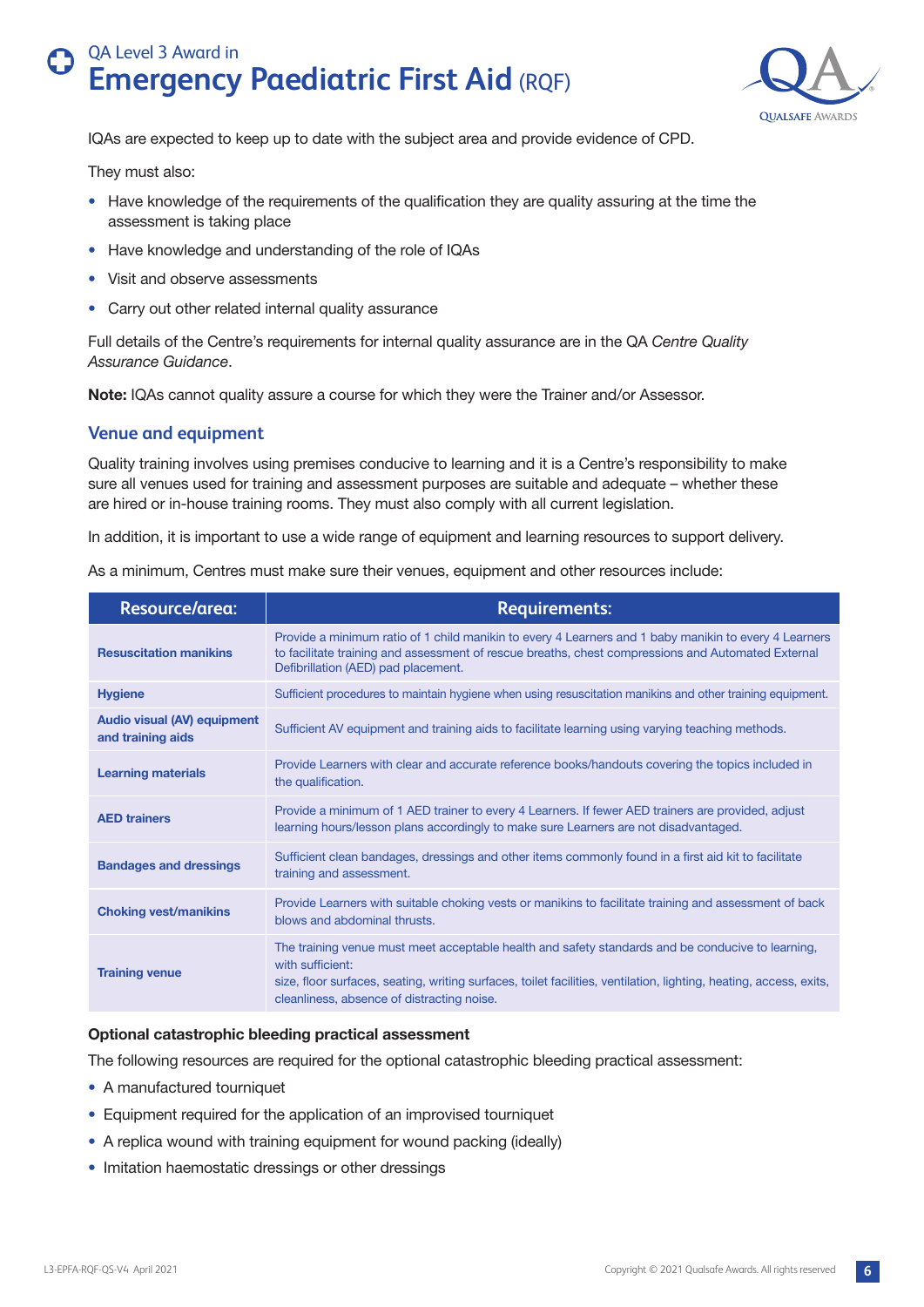IQAs are expected to keep up to date with the subject area and provide evidence of CPD.

They must also:

- Have knowledge of the requirements of the qualification they are quality assuring at the time the assessment is taking place
- Have knowledge and understanding of the role of IQAs
- Visit and observe assessments
- Carry out other related internal quality assurance

Full details of the Centre's requirements for internal quality assurance are in the QA *Centre Quality Assurance Guidance*.

**Note:** IQAs cannot quality assure a course for which they were the Trainer and/or Assessor.

## Venue and equipment

Quality training involves using premises conducive to learning and it is a Centre's responsibility to make sure all venues used for training and assessment purposes are suitable and adequate – whether these are hired or in-house training rooms. They must also comply with all current legislation.

In addition, it is important to use a wide range of equipment and learning resources to support delivery.

As a minimum, Centres must make sure their venues, equipment and other resources include:

| Resource/area: | Requirements: |
|---|---|
| **Resuscitation manikins** | Provide a minimum ratio of 1 child manikin to every 4 Learners and 1 baby manikin to every 4 Learners to facilitate training and assessment of rescue breaths, chest compressions and Automated External Defibrillation (AED) pad placement. |
| **Hygiene** | Sufficient procedures to maintain hygiene when using resuscitation manikins and other training equipment. |
| **Audio visual (AV) equipment and training aids** | Sufficient AV equipment and training aids to facilitate learning using varying teaching methods. |
| **Learning materials** | Provide Learners with clear and accurate reference books/handouts covering the topics included in the qualification. |
| **AED trainers** | Provide a minimum of 1 AED trainer to every 4 Learners. If fewer AED trainers are provided, adjust learning hours/lesson plans accordingly to make sure Learners are not disadvantaged. |
| **Bandages and dressings** | Sufficient clean bandages, dressings and other items commonly found in a first aid kit to facilitate training and assessment. |
| **Choking vest/manikins** | Provide Learners with suitable choking vests or manikins to facilitate training and assessment of back blows and abdominal thrusts. |
| **Training venue** | The training venue must meet acceptable health and safety standards and be conducive to learning, with sufficient: size, floor surfaces, seating, writing surfaces, toilet facilities, ventilation, lighting, heating, access, exits, cleanliness, absence of distracting noise. |

**Optional catastrophic bleeding practical assessment**

The following resources are required for the optional catastrophic bleeding practical assessment:

- A manufactured tourniquet
- Equipment required for the application of an improvised tourniquet
- A replica wound with training equipment for wound packing (ideally)
- Imitation haemostatic dressings or other dressings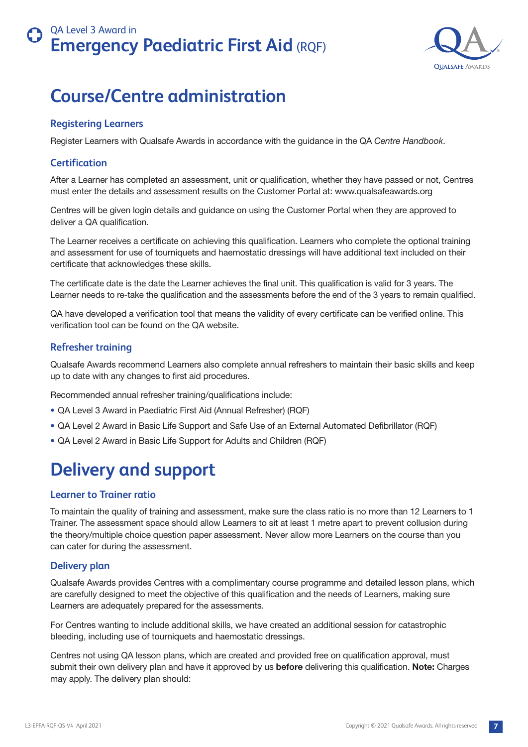# Course/Centre administration

### Registering Learners

Register Learners with Qualsafe Awards in accordance with the guidance in the QA *Centre Handbook*.

### Certification

After a Learner has completed an assessment, unit or qualification, whether they have passed or not, Centres must enter the details and assessment results on the Customer Portal at: www.qualsafeawards.org

Centres will be given login details and guidance on using the Customer Portal when they are approved to deliver a QA qualification.

The Learner receives a certificate on achieving this qualification. Learners who complete the optional training and assessment for use of tourniquets and haemostatic dressings will have additional text included on their certificate that acknowledges these skills.

The certificate date is the date the Learner achieves the final unit. This qualification is valid for 3 years. The Learner needs to re-take the qualification and the assessments before the end of the 3 years to remain qualified.

QA have developed a verification tool that means the validity of every certificate can be verified online. This verification tool can be found on the QA website.

### Refresher training

Qualsafe Awards recommend Learners also complete annual refreshers to maintain their basic skills and keep up to date with any changes to first aid procedures.

Recommended annual refresher training/qualifications include:

- QA Level 3 Award in Paediatric First Aid (Annual Refresher) (RQF)
- QA Level 2 Award in Basic Life Support and Safe Use of an External Automated Defibrillator (RQF)
- QA Level 2 Award in Basic Life Support for Adults and Children (RQF)

# Delivery and support

### Learner to Trainer ratio

To maintain the quality of training and assessment, make sure the class ratio is no more than 12 Learners to 1 Trainer. The assessment space should allow Learners to sit at least 1 metre apart to prevent collusion during the theory/multiple choice question paper assessment. Never allow more Learners on the course than you can cater for during the assessment.

### Delivery plan

Qualsafe Awards provides Centres with a complimentary course programme and detailed lesson plans, which are carefully designed to meet the objective of this qualification and the needs of Learners, making sure Learners are adequately prepared for the assessments.

For Centres wanting to include additional skills, we have created an additional session for catastrophic bleeding, including use of tourniquets and haemostatic dressings.

Centres not using QA lesson plans, which are created and provided free on qualification approval, must submit their own delivery plan and have it approved by us **before** delivering this qualification. **Note:** Charges may apply. The delivery plan should: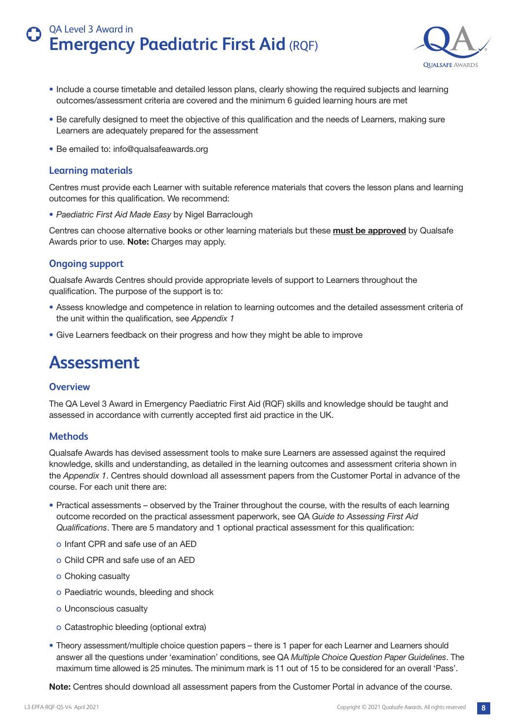- Include a course timetable and detailed lesson plans, clearly showing the required subjects and learning outcomes/assessment criteria are covered and the minimum 6 guided learning hours are met
- Be carefully designed to meet the objective of this qualification and the needs of Learners, making sure Learners are adequately prepared for the assessment
- Be emailed to: info@qualsafeawards.org

### Learning materials

Centres must provide each Learner with suitable reference materials that covers the lesson plans and learning outcomes for this qualification. We recommend:

- *Paediatric First Aid Made Easy* by Nigel Barraclough

Centres can choose alternative books or other learning materials but these **must be approved** by Qualsafe Awards prior to use. **Note:** Charges may apply.

### Ongoing support

Qualsafe Awards Centres should provide appropriate levels of support to Learners throughout the qualification. The purpose of the support is to:

- Assess knowledge and competence in relation to learning outcomes and the detailed assessment criteria of the unit within the qualification, see *Appendix 1*
- Give Learners feedback on their progress and how they might be able to improve

## Assessment

### Overview

The QA Level 3 Award in Emergency Paediatric First Aid (RQF) skills and knowledge should be taught and assessed in accordance with currently accepted first aid practice in the UK.

### Methods

Qualsafe Awards has devised assessment tools to make sure Learners are assessed against the required knowledge, skills and understanding, as detailed in the learning outcomes and assessment criteria shown in the *Appendix 1*. Centres should download all assessment papers from the Customer Portal in advance of the course. For each unit there are:

- Practical assessments – observed by the Trainer throughout the course, with the results of each learning outcome recorded on the practical assessment paperwork, see QA *Guide to Assessing First Aid Qualifications*. There are 5 mandatory and 1 optional practical assessment for this qualification:
    - Infant CPR and safe use of an AED
    - Child CPR and safe use of an AED
    - Choking casualty
    - Paediatric wounds, bleeding and shock
    - Unconscious casualty
    - Catastrophic bleeding (optional extra)
- Theory assessment/multiple choice question papers – there is 1 paper for each Learner and Learners should answer all the questions under 'examination' conditions, see QA *Multiple Choice Question Paper Guidelines*. The maximum time allowed is 25 minutes. The minimum mark is 11 out of 15 to be considered for an overall 'Pass'.

**Note:** Centres should download all assessment papers from the Customer Portal in advance of the course.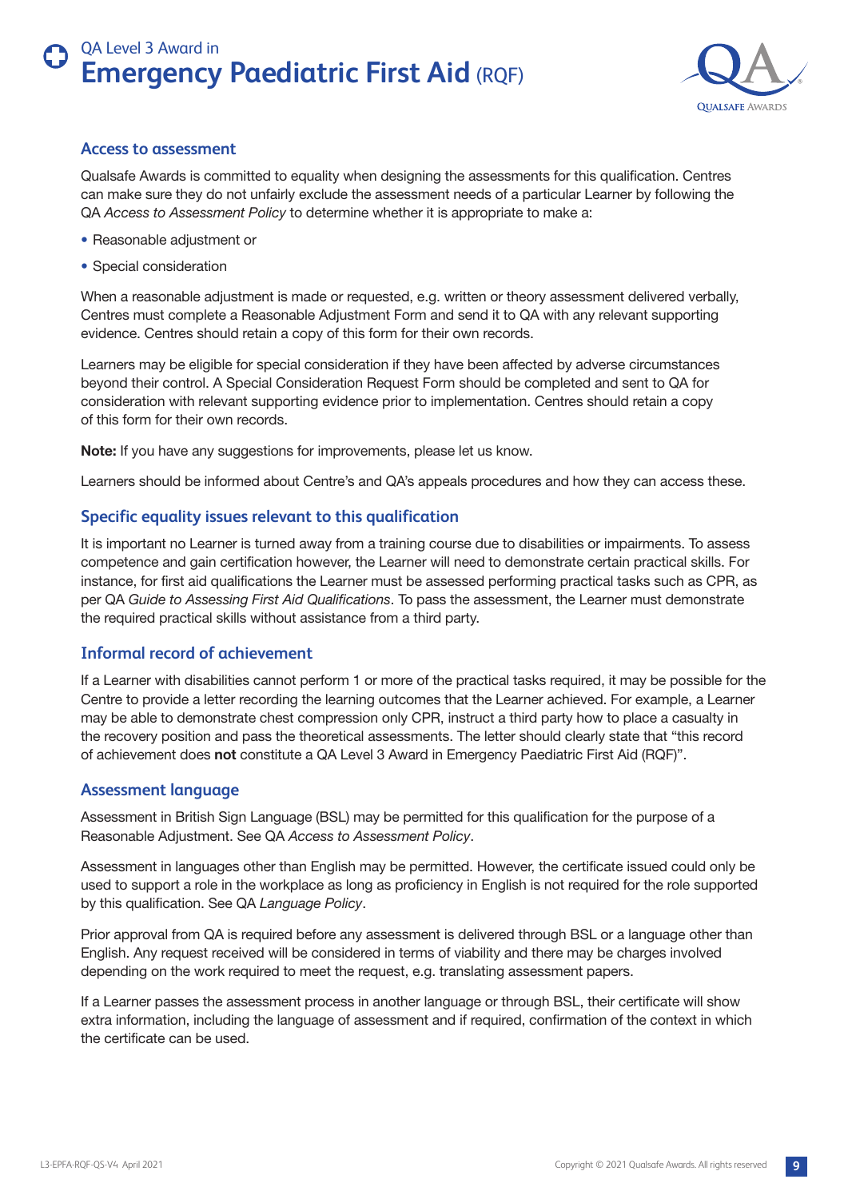## Access to assessment

Qualsafe Awards is committed to equality when designing the assessments for this qualification. Centres can make sure they do not unfairly exclude the assessment needs of a particular Learner by following the QA *Access to Assessment Policy* to determine whether it is appropriate to make a:

- Reasonable adjustment or
- Special consideration

When a reasonable adjustment is made or requested, e.g. written or theory assessment delivered verbally, Centres must complete a Reasonable Adjustment Form and send it to QA with any relevant supporting evidence. Centres should retain a copy of this form for their own records.

Learners may be eligible for special consideration if they have been affected by adverse circumstances beyond their control. A Special Consideration Request Form should be completed and sent to QA for consideration with relevant supporting evidence prior to implementation. Centres should retain a copy of this form for their own records.

**Note:** If you have any suggestions for improvements, please let us know.

Learners should be informed about Centre's and QA's appeals procedures and how they can access these.

## Specific equality issues relevant to this qualification

It is important no Learner is turned away from a training course due to disabilities or impairments. To assess competence and gain certification however, the Learner will need to demonstrate certain practical skills. For instance, for first aid qualifications the Learner must be assessed performing practical tasks such as CPR, as per QA *Guide to Assessing First Aid Qualifications*. To pass the assessment, the Learner must demonstrate the required practical skills without assistance from a third party.

## Informal record of achievement

If a Learner with disabilities cannot perform 1 or more of the practical tasks required, it may be possible for the Centre to provide a letter recording the learning outcomes that the Learner achieved. For example, a Learner may be able to demonstrate chest compression only CPR, instruct a third party how to place a casualty in the recovery position and pass the theoretical assessments. The letter should clearly state that "this record of achievement does **not** constitute a QA Level 3 Award in Emergency Paediatric First Aid (RQF)".

## Assessment language

Assessment in British Sign Language (BSL) may be permitted for this qualification for the purpose of a Reasonable Adjustment. See QA *Access to Assessment Policy*.

Assessment in languages other than English may be permitted. However, the certificate issued could only be used to support a role in the workplace as long as proficiency in English is not required for the role supported by this qualification. See QA *Language Policy*.

Prior approval from QA is required before any assessment is delivered through BSL or a language other than English. Any request received will be considered in terms of viability and there may be charges involved depending on the work required to meet the request, e.g. translating assessment papers.

If a Learner passes the assessment process in another language or through BSL, their certificate will show extra information, including the language of assessment and if required, confirmation of the context in which the certificate can be used.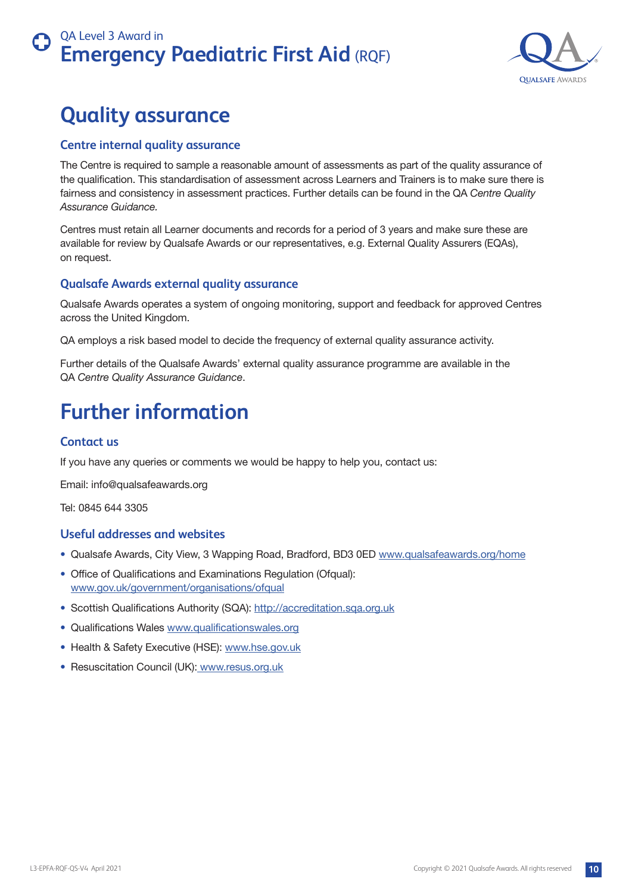# Quality assurance

## Centre internal quality assurance

The Centre is required to sample a reasonable amount of assessments as part of the quality assurance of the qualification. This standardisation of assessment across Learners and Trainers is to make sure there is fairness and consistency in assessment practices. Further details can be found in the QA *Centre Quality Assurance Guidance.*

Centres must retain all Learner documents and records for a period of 3 years and make sure these are available for review by Qualsafe Awards or our representatives, e.g. External Quality Assurers (EQAs), on request.

## Qualsafe Awards external quality assurance

Qualsafe Awards operates a system of ongoing monitoring, support and feedback for approved Centres across the United Kingdom.

QA employs a risk based model to decide the frequency of external quality assurance activity.

Further details of the Qualsafe Awards' external quality assurance programme are available in the QA *Centre Quality Assurance Guidance*.

# Further information

## Contact us

If you have any queries or comments we would be happy to help you, contact us:

Email: info@qualsafeawards.org

Tel: 0845 644 3305

## Useful addresses and websites

- Qualsafe Awards, City View, 3 Wapping Road, Bradford, BD3 0ED www.qualsafeawards.org/home
- Office of Qualifications and Examinations Regulation (Ofqual): www.gov.uk/government/organisations/ofqual
- Scottish Qualifications Authority (SQA): http://accreditation.sqa.org.uk
- Qualifications Wales www.qualificationswales.org
- Health & Safety Executive (HSE): www.hse.gov.uk
- Resuscitation Council (UK): www.resus.org.uk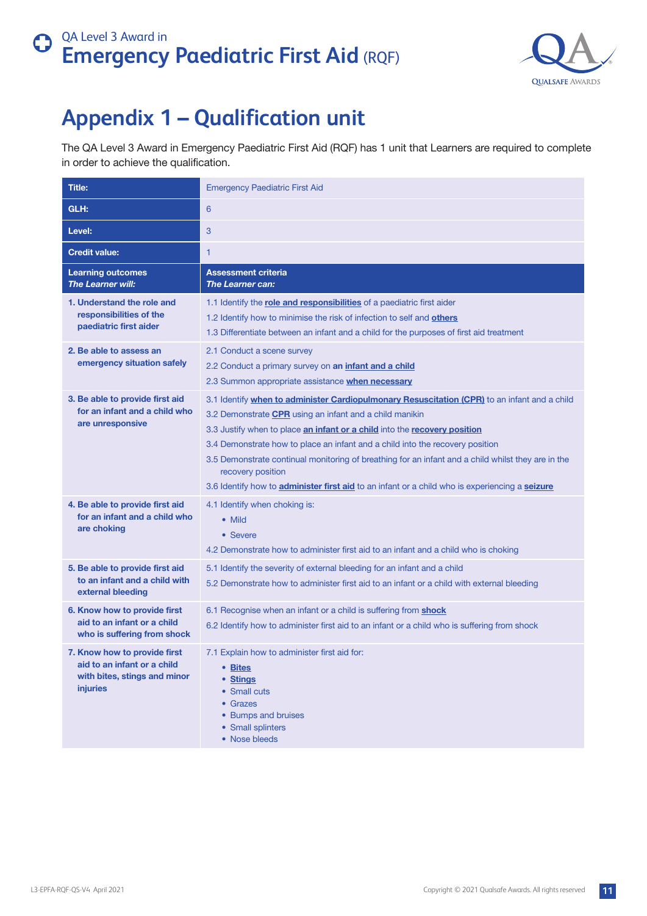# Appendix 1 – Qualification unit

The QA Level 3 Award in Emergency Paediatric First Aid (RQF) has 1 unit that Learners are required to complete in order to achieve the qualification.

| **Title:** | Emergency Paediatric First Aid |
|---|---|
| **GLH:** | 6 |
| **Level:** | 3 |
| **Credit value:** | 1 |
| **Learning outcomes** ***The Learner will:*** | **Assessment criteria** ***The Learner can:*** |
| **1. Understand the role and responsibilities of the paediatric first aider** | 1.1 Identify the **role and responsibilities** of a paediatric first aider<br>1.2 Identify how to minimise the risk of infection to self and **others**<br>1.3 Differentiate between an infant and a child for the purposes of first aid treatment |
| **2. Be able to assess an emergency situation safely** | 2.1 Conduct a scene survey<br>2.2 Conduct a primary survey on **an infant and a child**<br>2.3 Summon appropriate assistance **when necessary** |
| **3. Be able to provide first aid for an infant and a child who are unresponsive** | 3.1 Identify **when to administer Cardiopulmonary Resuscitation (CPR)** to an infant and a child<br>3.2 Demonstrate **CPR** using an infant and a child manikin<br>3.3 Justify when to place **an infant or a child** into the **recovery position**<br>3.4 Demonstrate how to place an infant and a child into the recovery position<br>3.5 Demonstrate continual monitoring of breathing for an infant and a child whilst they are in the recovery position<br>3.6 Identify how to **administer first aid** to an infant or a child who is experiencing a **seizure** |
| **4. Be able to provide first aid for an infant and a child who are choking** | 4.1 Identify when choking is:<br>• Mild<br>• Severe<br>4.2 Demonstrate how to administer first aid to an infant and a child who is choking |
| **5. Be able to provide first aid to an infant and a child with external bleeding** | 5.1 Identify the severity of external bleeding for an infant and a child<br>5.2 Demonstrate how to administer first aid to an infant or a child with external bleeding |
| **6. Know how to provide first aid to an infant or a child who is suffering from shock** | 6.1 Recognise when an infant or a child is suffering from **shock**<br>6.2 Identify how to administer first aid to an infant or a child who is suffering from shock |
| **7. Know how to provide first aid to an infant or a child with bites, stings and minor injuries** | 7.1 Explain how to administer first aid for:<br>• **Bites**<br>• **Stings**<br>• Small cuts<br>• Grazes<br>• Bumps and bruises<br>• Small splinters<br>• Nose bleeds |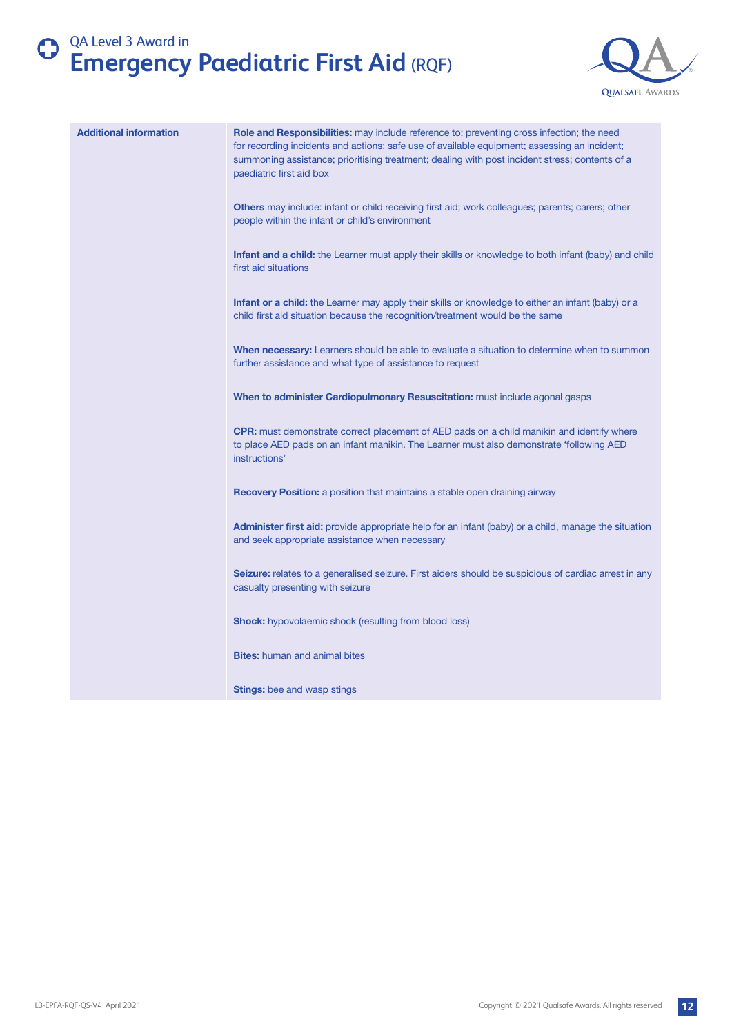| Additional information | |
|---|---|
| | **Role and Responsibilities:** may include reference to: preventing cross infection; the need for recording incidents and actions; safe use of available equipment; assessing an incident; summoning assistance; prioritising treatment; dealing with post incident stress; contents of a paediatric first aid box<br><br>**Others** may include: infant or child receiving first aid; work colleagues; parents; carers; other people within the infant or child's environment<br><br>**Infant and a child:** the Learner must apply their skills or knowledge to both infant (baby) and child first aid situations<br><br>**Infant or a child:** the Learner may apply their skills or knowledge to either an infant (baby) or a child first aid situation because the recognition/treatment would be the same<br><br>**When necessary:** Learners should be able to evaluate a situation to determine when to summon further assistance and what type of assistance to request<br><br>**When to administer Cardiopulmonary Resuscitation:** must include agonal gasps<br><br>**CPR:** must demonstrate correct placement of AED pads on a child manikin and identify where to place AED pads on an infant manikin. The Learner must also demonstrate 'following AED instructions'<br><br>**Recovery Position:** a position that maintains a stable open draining airway<br><br>**Administer first aid:** provide appropriate help for an infant (baby) or a child, manage the situation and seek appropriate assistance when necessary<br><br>**Seizure:** relates to a generalised seizure. First aiders should be suspicious of cardiac arrest in any casualty presenting with seizure<br><br>**Shock:** hypovolaemic shock (resulting from blood loss)<br><br>**Bites:** human and animal bites<br><br>**Stings:** bee and wasp stings |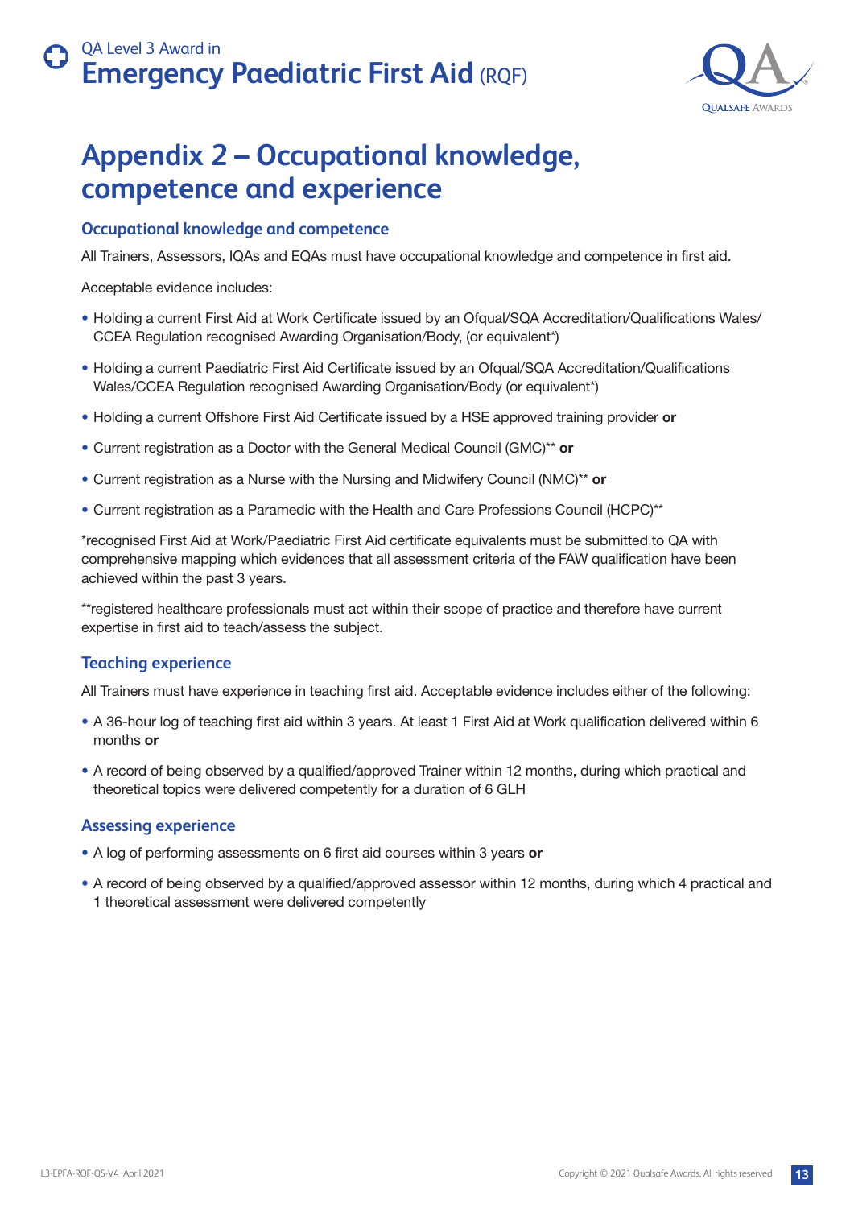# Appendix 2 – Occupational knowledge, competence and experience

### Occupational knowledge and competence

All Trainers, Assessors, IQAs and EQAs must have occupational knowledge and competence in first aid.

Acceptable evidence includes:

- Holding a current First Aid at Work Certificate issued by an Ofqual/SQA Accreditation/Qualifications Wales/CCEA Regulation recognised Awarding Organisation/Body, (or equivalent*)
- Holding a current Paediatric First Aid Certificate issued by an Ofqual/SQA Accreditation/Qualifications Wales/CCEA Regulation recognised Awarding Organisation/Body (or equivalent*)
- Holding a current Offshore First Aid Certificate issued by a HSE approved training provider **or**
- Current registration as a Doctor with the General Medical Council (GMC)** **or**
- Current registration as a Nurse with the Nursing and Midwifery Council (NMC)** **or**
- Current registration as a Paramedic with the Health and Care Professions Council (HCPC)**

*recognised First Aid at Work/Paediatric First Aid certificate equivalents must be submitted to QA with comprehensive mapping which evidences that all assessment criteria of the FAW qualification have been achieved within the past 3 years.

**registered healthcare professionals must act within their scope of practice and therefore have current expertise in first aid to teach/assess the subject.

### Teaching experience

All Trainers must have experience in teaching first aid. Acceptable evidence includes either of the following:

- A 36-hour log of teaching first aid within 3 years. At least 1 First Aid at Work qualification delivered within 6 months **or**
- A record of being observed by a qualified/approved Trainer within 12 months, during which practical and theoretical topics were delivered competently for a duration of 6 GLH

### Assessing experience

- A log of performing assessments on 6 first aid courses within 3 years **or**
- A record of being observed by a qualified/approved assessor within 12 months, during which 4 practical and 1 theoretical assessment were delivered competently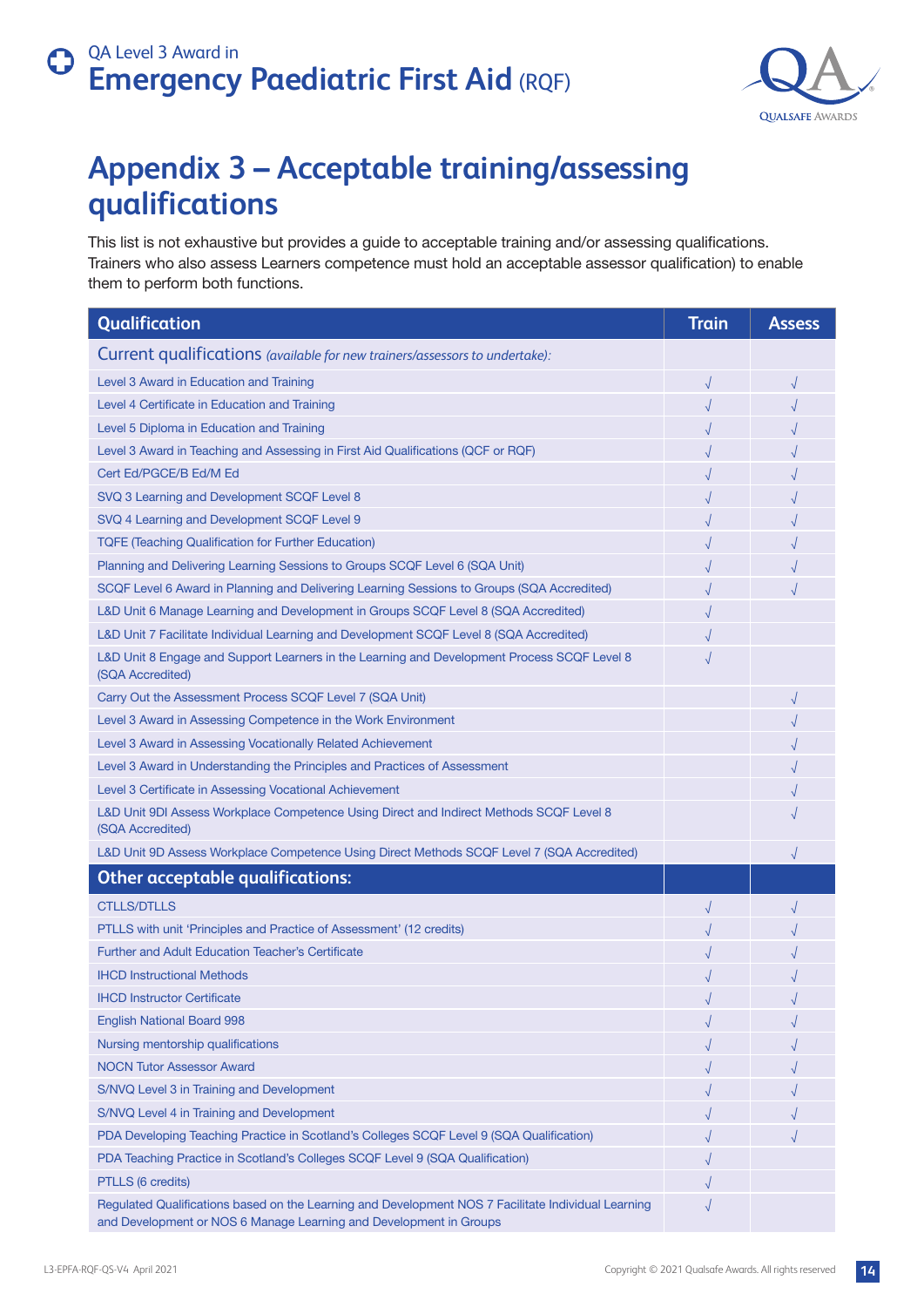# Appendix 3 – Acceptable training/assessing qualifications

This list is not exhaustive but provides a guide to acceptable training and/or assessing qualifications. Trainers who also assess Learners competence must hold an acceptable assessor qualification) to enable them to perform both functions.

| Qualification | Train | Assess |
|---|---|---|
| **Current qualifications** *(available for new trainers/assessors to undertake):* | | |
| Level 3 Award in Education and Training | √ | √ |
| Level 4 Certificate in Education and Training | √ | √ |
| Level 5 Diploma in Education and Training | √ | √ |
| Level 3 Award in Teaching and Assessing in First Aid Qualifications (QCF or RQF) | √ | √ |
| Cert Ed/PGCE/B Ed/M Ed | √ | √ |
| SVQ 3 Learning and Development SCQF Level 8 | √ | √ |
| SVQ 4 Learning and Development SCQF Level 9 | √ | √ |
| TQFE (Teaching Qualification for Further Education) | √ | √ |
| Planning and Delivering Learning Sessions to Groups SCQF Level 6 (SQA Unit) | √ | √ |
| SCQF Level 6 Award in Planning and Delivering Learning Sessions to Groups (SQA Accredited) | √ | √ |
| L&D Unit 6 Manage Learning and Development in Groups SCQF Level 8 (SQA Accredited) | √ | |
| L&D Unit 7 Facilitate Individual Learning and Development SCQF Level 8 (SQA Accredited) | √ | |
| L&D Unit 8 Engage and Support Learners in the Learning and Development Process SCQF Level 8 (SQA Accredited) | √ | |
| Carry Out the Assessment Process SCQF Level 7 (SQA Unit) | | √ |
| Level 3 Award in Assessing Competence in the Work Environment | | √ |
| Level 3 Award in Assessing Vocationally Related Achievement | | √ |
| Level 3 Award in Understanding the Principles and Practices of Assessment | | √ |
| Level 3 Certificate in Assessing Vocational Achievement | | √ |
| L&D Unit 9DI Assess Workplace Competence Using Direct and Indirect Methods SCQF Level 8 (SQA Accredited) | | √ |
| L&D Unit 9D Assess Workplace Competence Using Direct Methods SCQF Level 7 (SQA Accredited) | | √ |
| **Other acceptable qualifications:** | | |
| CTLLS/DTLLS | √ | √ |
| PTLLS with unit 'Principles and Practice of Assessment' (12 credits) | √ | √ |
| Further and Adult Education Teacher's Certificate | √ | √ |
| IHCD Instructional Methods | √ | √ |
| IHCD Instructor Certificate | √ | √ |
| English National Board 998 | √ | √ |
| Nursing mentorship qualifications | √ | √ |
| NOCN Tutor Assessor Award | √ | √ |
| S/NVQ Level 3 in Training and Development | √ | √ |
| S/NVQ Level 4 in Training and Development | √ | √ |
| PDA Developing Teaching Practice in Scotland's Colleges SCQF Level 9 (SQA Qualification) | √ | √ |
| PDA Teaching Practice in Scotland's Colleges SCQF Level 9 (SQA Qualification) | √ | |
| PTLLS (6 credits) | √ | |
| Regulated Qualifications based on the Learning and Development NOS 7 Facilitate Individual Learning and Development or NOS 6 Manage Learning and Development in Groups | √ | |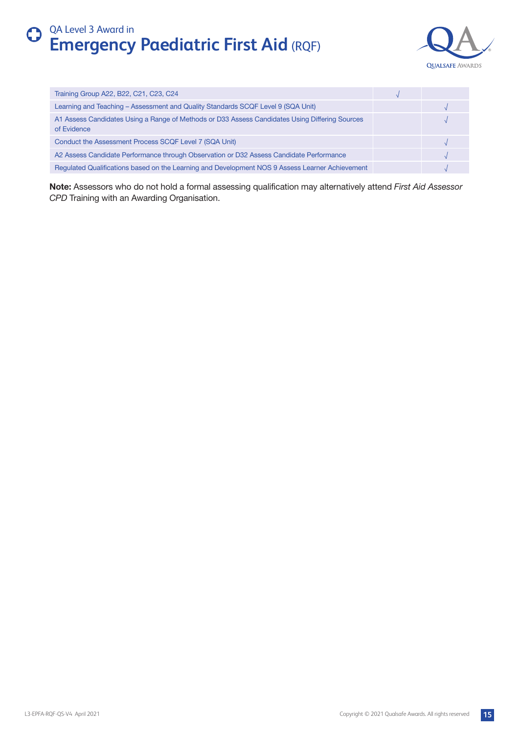| | | |
|---|---|---|
| Training Group A22, B22, C21, C23, C24 | √ | |
| Learning and Teaching – Assessment and Quality Standards SCQF Level 9 (SQA Unit) | | √ |
| A1 Assess Candidates Using a Range of Methods or D33 Assess Candidates Using Differing Sources of Evidence | | √ |
| Conduct the Assessment Process SCQF Level 7 (SQA Unit) | | √ |
| A2 Assess Candidate Performance through Observation or D32 Assess Candidate Performance | | √ |
| Regulated Qualifications based on the Learning and Development NOS 9 Assess Learner Achievement | | √ |

**Note:** Assessors who do not hold a formal assessing qualification may alternatively attend *First Aid Assessor CPD* Training with an Awarding Organisation.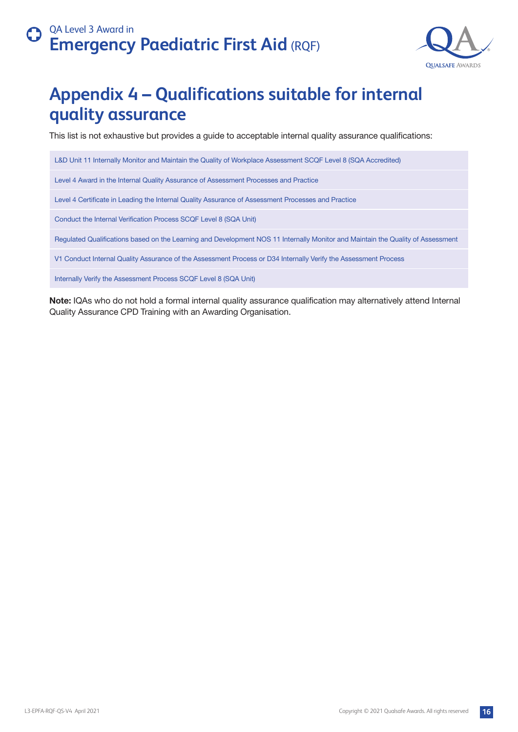# Appendix 4 – Qualifications suitable for internal quality assurance

This list is not exhaustive but provides a guide to acceptable internal quality assurance qualifications:

| |
|---|
| L&D Unit 11 Internally Monitor and Maintain the Quality of Workplace Assessment SCQF Level 8 (SQA Accredited) |
| Level 4 Award in the Internal Quality Assurance of Assessment Processes and Practice |
| Level 4 Certificate in Leading the Internal Quality Assurance of Assessment Processes and Practice |
| Conduct the Internal Verification Process SCQF Level 8 (SQA Unit) |
| Regulated Qualifications based on the Learning and Development NOS 11 Internally Monitor and Maintain the Quality of Assessment |
| V1 Conduct Internal Quality Assurance of the Assessment Process or D34 Internally Verify the Assessment Process |
| Internally Verify the Assessment Process SCQF Level 8 (SQA Unit) |

**Note:** IQAs who do not hold a formal internal quality assurance qualification may alternatively attend Internal Quality Assurance CPD Training with an Awarding Organisation.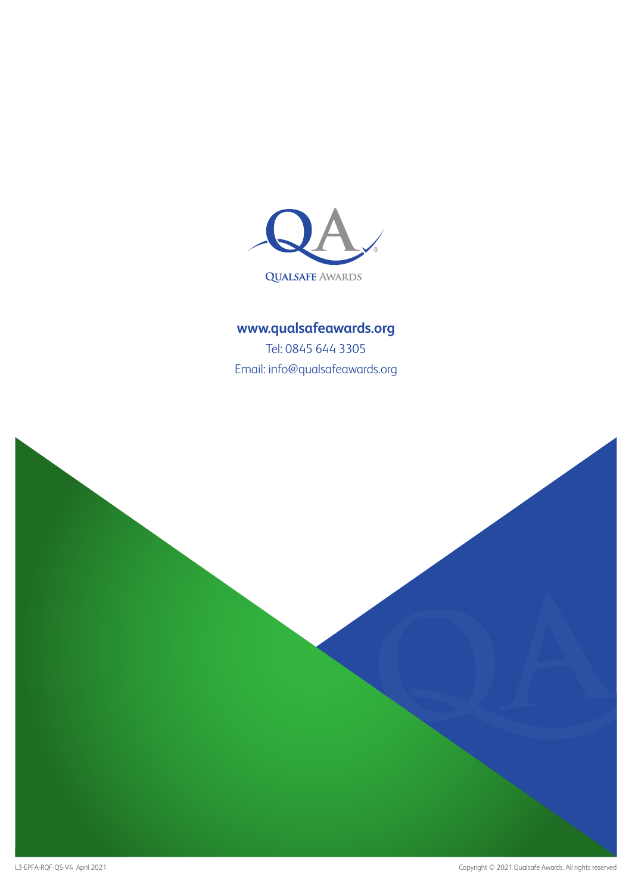QUALSAFE AWARDS

**www.qualsafeawards.org**

Tel: 0845 644 3305

Email: info@qualsafeawards.org

L3-EPFA-RQF-QS-V4 April 2021

Copyright © 2021 Qualsafe Awards. All rights reserved